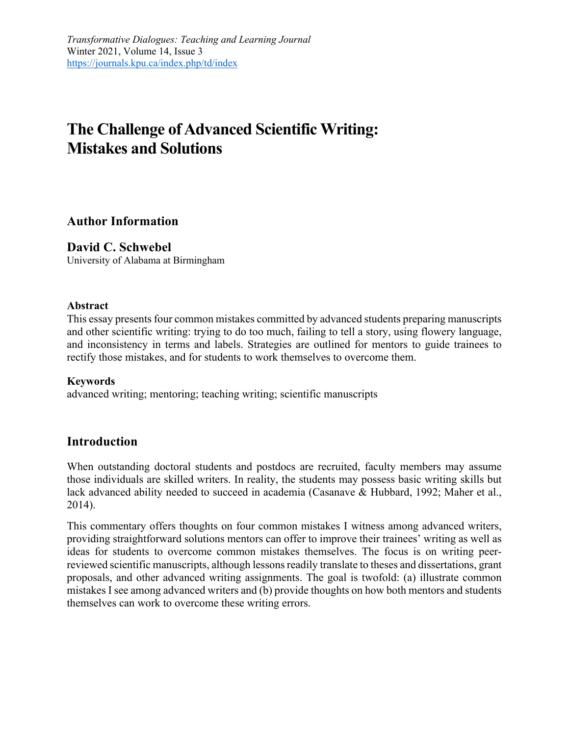*Transformative Dialogues: Teaching and Learning Journal*
Winter 2021, Volume 14, Issue 3
https://journals.kpu.ca/index.php/td/index

# The Challenge of Advanced Scientific Writing: Mistakes and Solutions

## Author Information

### David C. Schwebel

University of Alabama at Birmingham

#### Abstract

This essay presents four common mistakes committed by advanced students preparing manuscripts and other scientific writing: trying to do too much, failing to tell a story, using flowery language, and inconsistency in terms and labels. Strategies are outlined for mentors to guide trainees to rectify those mistakes, and for students to work themselves to overcome them.

#### Keywords

advanced writing; mentoring; teaching writing; scientific manuscripts

## Introduction

When outstanding doctoral students and postdocs are recruited, faculty members may assume those individuals are skilled writers. In reality, the students may possess basic writing skills but lack advanced ability needed to succeed in academia (Casanave & Hubbard, 1992; Maher et al., 2014).

This commentary offers thoughts on four common mistakes I witness among advanced writers, providing straightforward solutions mentors can offer to improve their trainees' writing as well as ideas for students to overcome common mistakes themselves. The focus is on writing peer-reviewed scientific manuscripts, although lessons readily translate to theses and dissertations, grant proposals, and other advanced writing assignments. The goal is twofold: (a) illustrate common mistakes I see among advanced writers and (b) provide thoughts on how both mentors and students themselves can work to overcome these writing errors.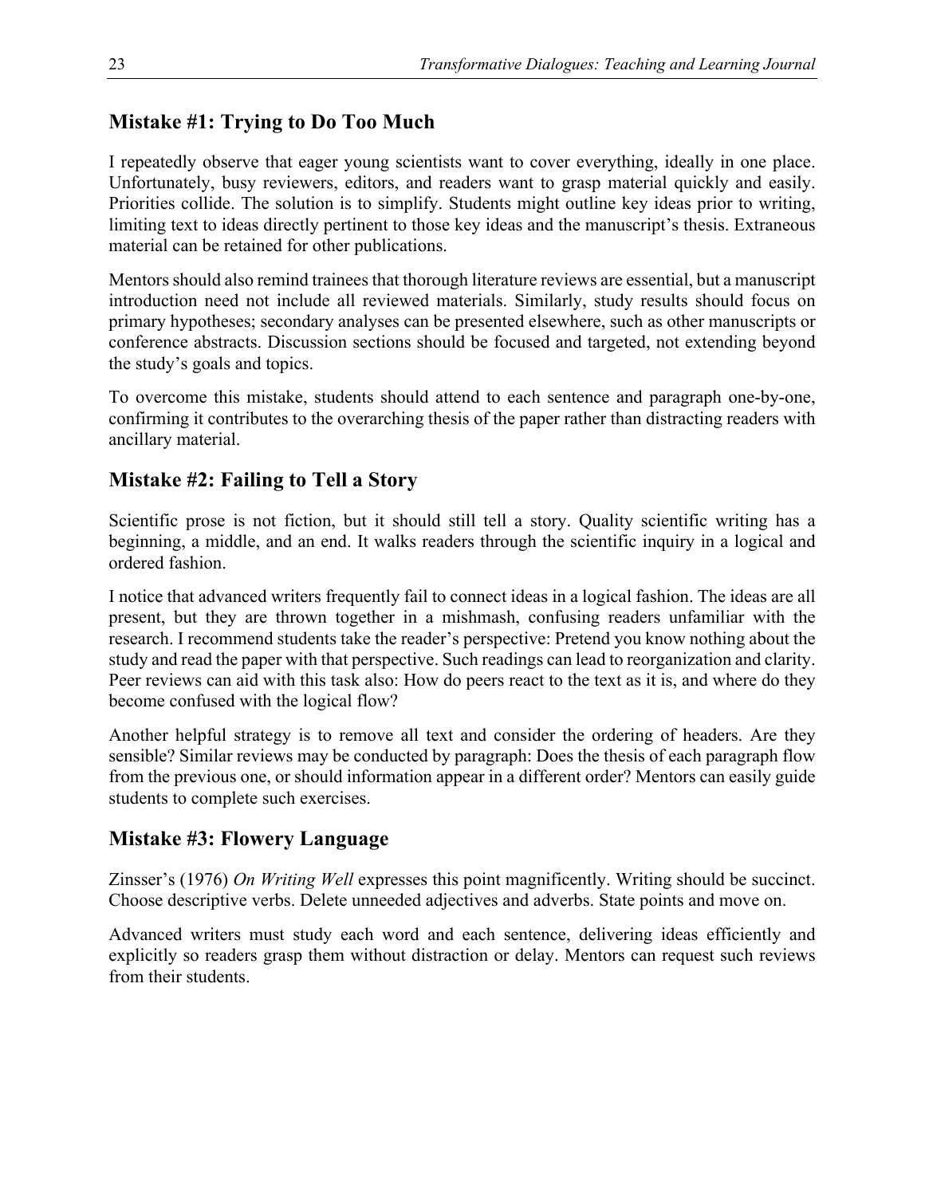## Mistake #1: Trying to Do Too Much

I repeatedly observe that eager young scientists want to cover everything, ideally in one place. Unfortunately, busy reviewers, editors, and readers want to grasp material quickly and easily. Priorities collide. The solution is to simplify. Students might outline key ideas prior to writing, limiting text to ideas directly pertinent to those key ideas and the manuscript's thesis. Extraneous material can be retained for other publications.

Mentors should also remind trainees that thorough literature reviews are essential, but a manuscript introduction need not include all reviewed materials. Similarly, study results should focus on primary hypotheses; secondary analyses can be presented elsewhere, such as other manuscripts or conference abstracts. Discussion sections should be focused and targeted, not extending beyond the study's goals and topics.

To overcome this mistake, students should attend to each sentence and paragraph one-by-one, confirming it contributes to the overarching thesis of the paper rather than distracting readers with ancillary material.

## Mistake #2: Failing to Tell a Story

Scientific prose is not fiction, but it should still tell a story. Quality scientific writing has a beginning, a middle, and an end. It walks readers through the scientific inquiry in a logical and ordered fashion.

I notice that advanced writers frequently fail to connect ideas in a logical fashion. The ideas are all present, but they are thrown together in a mishmash, confusing readers unfamiliar with the research. I recommend students take the reader's perspective: Pretend you know nothing about the study and read the paper with that perspective. Such readings can lead to reorganization and clarity. Peer reviews can aid with this task also: How do peers react to the text as it is, and where do they become confused with the logical flow?

Another helpful strategy is to remove all text and consider the ordering of headers. Are they sensible? Similar reviews may be conducted by paragraph: Does the thesis of each paragraph flow from the previous one, or should information appear in a different order? Mentors can easily guide students to complete such exercises.

## Mistake #3: Flowery Language

Zinsser's (1976) *On Writing Well* expresses this point magnificently. Writing should be succinct. Choose descriptive verbs. Delete unneeded adjectives and adverbs. State points and move on.

Advanced writers must study each word and each sentence, delivering ideas efficiently and explicitly so readers grasp them without distraction or delay. Mentors can request such reviews from their students.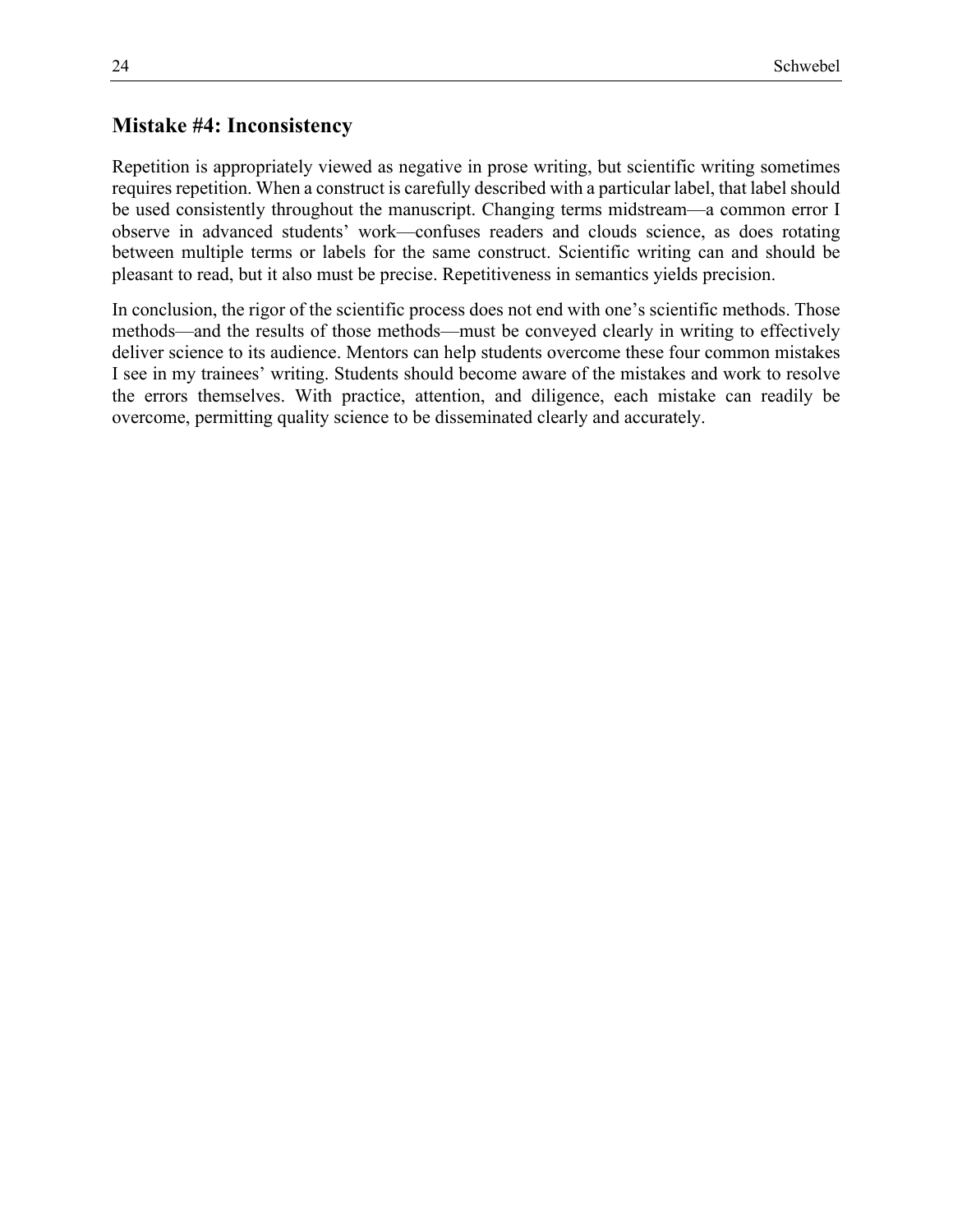## Mistake #4: Inconsistency

Repetition is appropriately viewed as negative in prose writing, but scientific writing sometimes requires repetition. When a construct is carefully described with a particular label, that label should be used consistently throughout the manuscript. Changing terms midstream—a common error I observe in advanced students' work—confuses readers and clouds science, as does rotating between multiple terms or labels for the same construct. Scientific writing can and should be pleasant to read, but it also must be precise. Repetitiveness in semantics yields precision.

In conclusion, the rigor of the scientific process does not end with one's scientific methods. Those methods—and the results of those methods—must be conveyed clearly in writing to effectively deliver science to its audience. Mentors can help students overcome these four common mistakes I see in my trainees' writing. Students should become aware of the mistakes and work to resolve the errors themselves. With practice, attention, and diligence, each mistake can readily be overcome, permitting quality science to be disseminated clearly and accurately.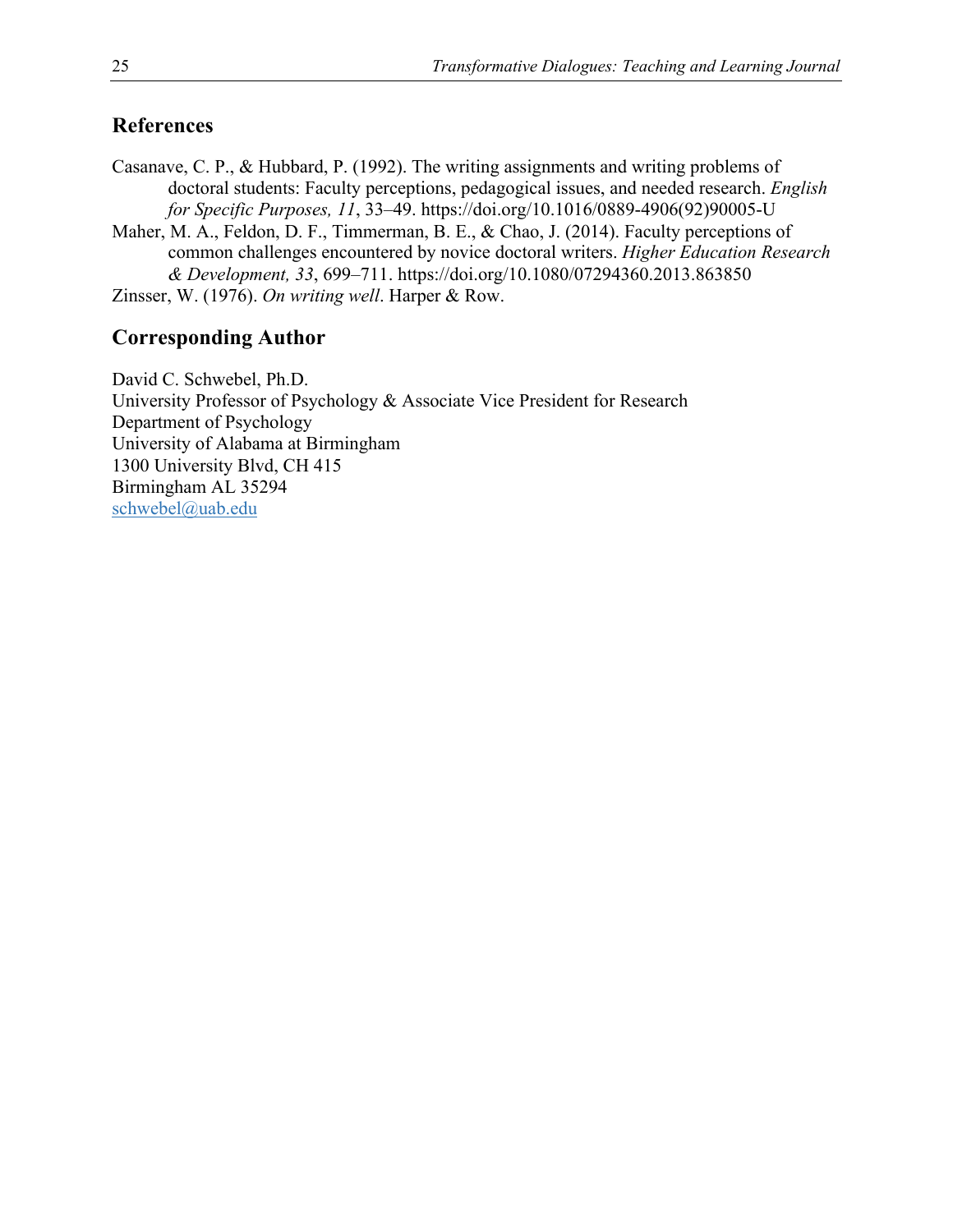## References

Casanave, C. P., & Hubbard, P. (1992). The writing assignments and writing problems of doctoral students: Faculty perceptions, pedagogical issues, and needed research. *English for Specific Purposes, 11*, 33–49. https://doi.org/10.1016/0889-4906(92)90005-U

Maher, M. A., Feldon, D. F., Timmerman, B. E., & Chao, J. (2014). Faculty perceptions of common challenges encountered by novice doctoral writers. *Higher Education Research & Development, 33*, 699–711. https://doi.org/10.1080/07294360.2013.863850

Zinsser, W. (1976). *On writing well*. Harper & Row.

## Corresponding Author

David C. Schwebel, Ph.D.
University Professor of Psychology & Associate Vice President for Research
Department of Psychology
University of Alabama at Birmingham
1300 University Blvd, CH 415
Birmingham AL 35294
schwebel@uab.edu